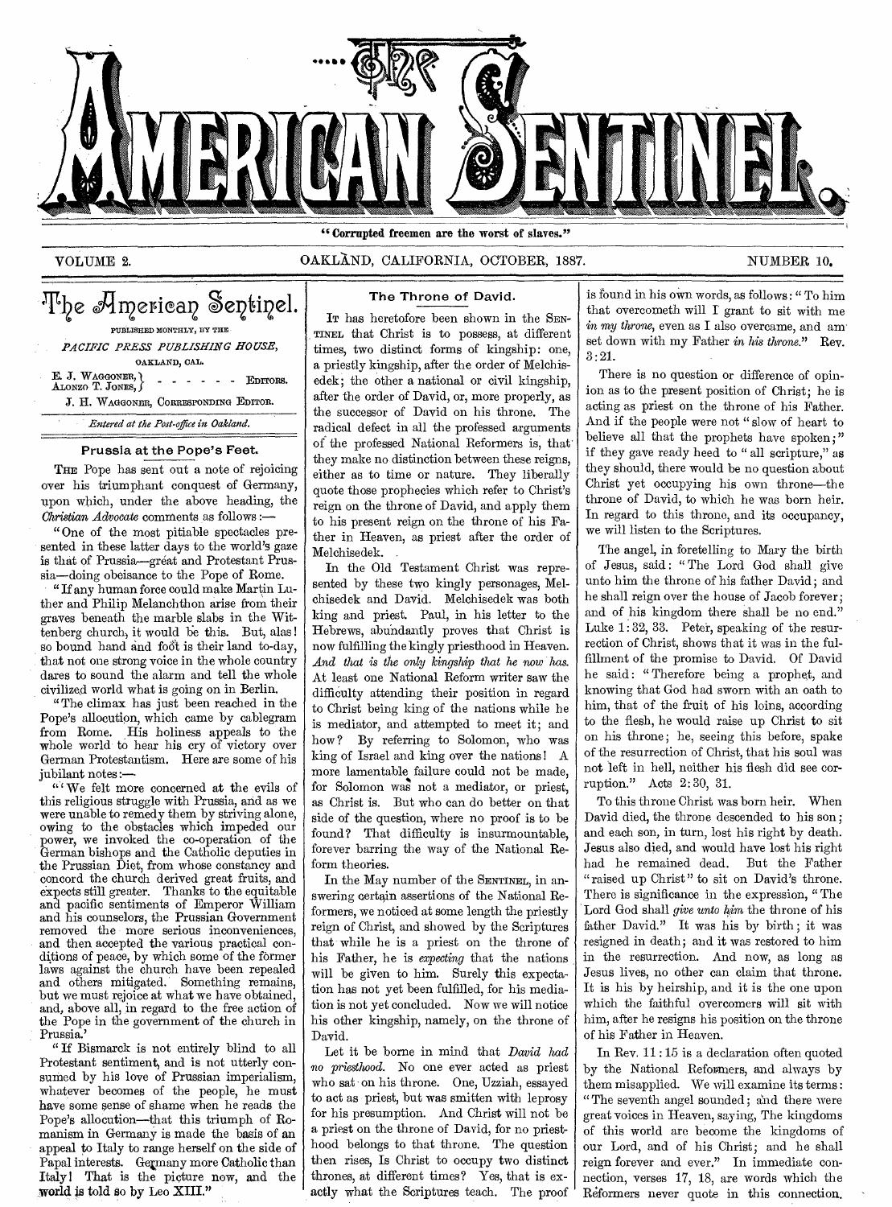# The American Sentinel.

"Corrupted freemen are the worst of slaves."

VOLUME 2. OAKLAND, CALIFORNIA, OCTOBER, 1887. NUMBER 10.

## The American Sentinel.

PUBLISHED MONTHLY, BY THE

*PACIFIC PRESS PUBLISHING HOUSE,*

OAKLAND, CAL.

E. J. WAGGONER, ALONZO T. JONES, EDITORS.

J. H. WAGGONER, CORRESPONDING EDITOR.

*Entered at the Post-office in Oakland.*

### Prussia at the Pope's Feet.

THE Pope has sent out a note of rejoicing over his triumphant conquest of Germany, upon which, under the above heading, the *Christian Advocate* comments as follows:—

"One of the most pitiable spectacles presented in these latter days to the world's gaze is that of Prussia—great and Protestant Prussia—doing obeisance to the Pope of Rome.

"If any human force could make Martin Luther and Philip Melanchthon arise from their graves beneath the marble slabs in the Wittenberg church, it would be this. But, alas! so bound hand and foot is their land to-day, that not one strong voice in the whole country dares to sound the alarm and tell the whole civilized world what is going on in Berlin.

"The climax has just been reached in the Pope's allocution, which came by cablegram from Rome. His holiness appeals to the whole world to hear his cry of victory over German Protestantism. Here are some of his jubilant notes:—

"'We felt more concerned at the evils of this religious struggle with Prussia, and as we were unable to remedy them by striving alone, owing to the obstacles which impeded our power, we invoked the co-operation of the German bishops and the Catholic deputies in the Prussian Diet, from whose constancy and concord the church derived great fruits, and expects still greater. Thanks to the equitable and pacific sentiments of Emperor William and his counselors, the Prussian Government removed the more serious inconveniences, and then accepted the various practical conditions of peace, by which some of the former laws against the church have been repealed and others mitigated. Something remains, but we must rejoice at what we have obtained, and, above all, in regard to the free action of the Pope in the government of the church in Prussia.'

"If Bismarck is not entirely blind to all Protestant sentiment, and is not utterly consumed by his love of Prussian imperialism, whatever becomes of the people, he must have some sense of shame when he reads the Pope's allocution—that this triumph of Romanism in Germany is made the basis of an appeal to Italy to range herself on the side of Papal interests. Germany more Catholic than Italy! That is the picture now, and the world is told so by Leo XIII."

### The Throne of David.

IT has heretofore been shown in the SENTINEL that Christ is to possess, at different times, two distinct forms of kingship: one, a priestly kingship, after the order of Melchisedek; the other a national or civil kingship, after the order of David, or, more properly, as the successor of David on his throne. The radical defect in all the professed arguments of the professed National Reformers is, that they make no distinction between these reigns, either as to time or nature. They liberally quote those prophecies which refer to Christ's reign on the throne of David, and apply them to his present reign on the throne of his Father in Heaven, as priest after the order of Melchisedek.

In the Old Testament Christ was represented by these two kingly personages, Melchisedek and David. Melchisedek was both king and priest. Paul, in his letter to the Hebrews, abundantly proves that Christ is now fulfilling the kingly priesthood in Heaven. *And that is the only kingship that he now has.* At least one National Reform writer saw the difficulty attending their position in regard to Christ being king of the nations while he is mediator, and attempted to meet it; and how? By referring to Solomon, who was king of Israel and king over the nations! A more lamentable failure could not be made, for Solomon was not a mediator, or priest, as Christ is. But who can do better on that side of the question, where no proof is to be found? That difficulty is insurmountable, forever barring the way of the National Reform theories.

In the May number of the SENTINEL, in answering certain assertions of the National Reformers, we noticed at some length the priestly reign of Christ, and showed by the Scriptures that while he is a priest on the throne of his Father, he is *expecting* that the nations will be given to him. Surely this expectation has not yet been fulfilled, for his mediation is not yet concluded. Now we will notice his other kingship, namely, on the throne of David.

Let it be borne in mind that *David had no priesthood.* No one ever acted as priest who sat on his throne. One, Uzziah, essayed to act as priest, but was smitten with leprosy for his presumption. And Christ will not be a priest on the throne of David, for no priesthood belongs to that throne. The question then rises, Is Christ to occupy two distinct thrones, at different times? Yes, that is exactly what the Scriptures teach. The proof is found in his own words, as follows: "To him that overcometh will I grant to sit with me *in my throne*, even as I also overcame, and am set down with my Father *in his throne.*" Rev. 3:21.

There is no question or difference of opinion as to the present position of Christ; he is acting as priest on the throne of his Father. And if the people were not "slow of heart to believe all that the prophets have spoken;" if they gave ready heed to "all scripture," as they should, there would be no question about Christ yet occupying his own throne—the throne of David, to which he was born heir. In regard to this throne, and its occupancy, we will listen to the Scriptures.

The angel, in foretelling to Mary the birth of Jesus, said: "The Lord God shall give unto him the throne of his father David; and he shall reign over the house of Jacob forever; and of his kingdom there shall be no end." Luke 1:32, 33. Peter, speaking of the resurrection of Christ, shows that it was in the fulfillment of the promise to David. Of David he said: "Therefore being a prophet, and knowing that God had sworn with an oath to him, that of the fruit of his loins, according to the flesh, he would raise up Christ to sit on his throne; he, seeing this before, spake of the resurrection of Christ, that his soul was not left in hell, neither his flesh did see corruption." Acts 2:30, 31.

To this throne Christ was born heir. When David died, the throne descended to his son; and each son, in turn, lost his right by death. Jesus also died, and would have lost his right had he remained dead. But the Father "raised up Christ" to sit on David's throne. There is significance in the expression, "The Lord God shall *give unto him* the throne of his father David." It was his by birth; it was resigned in death; and it was restored to him in the resurrection. And now, as long as Jesus lives, no other can claim that throne. It is his by heirship, and it is the one upon which the faithful overcomers will sit with him, after he resigns his position on the throne of his Father in Heaven.

In Rev. 11:15 is a declaration often quoted by the National Reformers, and always by them misapplied. We will examine its terms: "The seventh angel sounded; and there were great voices in Heaven, saying, The kingdoms of this world are become the kingdoms of our Lord, and of his Christ; and he shall reign forever and ever." In immediate connection, verses 17, 18, are words which the Reformers never quote in this connection.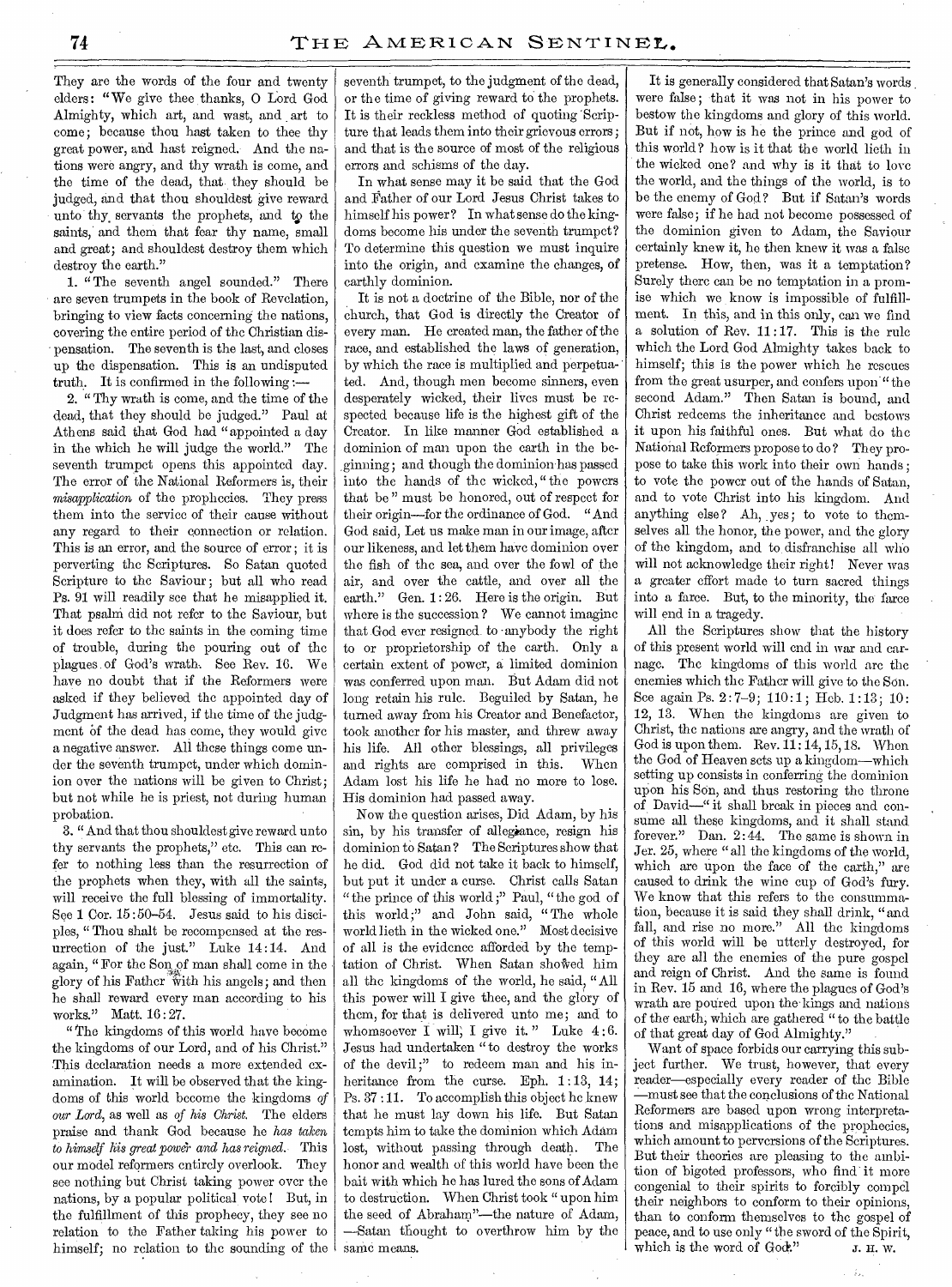They are the words of the four and twenty elders: "We give thee thanks, O Lord God Almighty, which art, and wast, and art to come; because thou hast taken to thee thy great power, and hast reigned. And the nations were angry, and thy wrath is come, and the time of the dead, that they should be judged, and that thou shouldest give reward unto thy servants the prophets, and to the saints, and them that fear thy name, small and great; and shouldest destroy them which destroy the earth."

1. "The seventh angel sounded." There are seven trumpets in the book of Revelation, bringing to view facts concerning the nations, covering the entire period of the Christian dispensation. The seventh is the last, and closes up the dispensation. This is an undisputed truth. It is confirmed in the following:—

2. "Thy wrath is come, and the time of the dead, that they should be judged." Paul at Athens said that God had "appointed a day in the which he will judge the world." The seventh trumpet opens this appointed day. The error of the National Reformers is, their *misapplication* of the prophecies. They press them into the service of their cause without any regard to their connection or relation. This is an error, and the source of error; it is perverting the Scriptures. So Satan quoted Scripture to the Saviour; but all who read Ps. 91 will readily see that he misapplied it. That psalm did not refer to the Saviour, but it does refer to the saints in the coming time of trouble, during the pouring out of the plagues of God's wrath. See Rev. 16. We have no doubt that if the Reformers were asked if they believed the appointed day of Judgment has arrived, if the time of the judgment of the dead has come, they would give a negative answer. All these things come under the seventh trumpet, under which dominion over the nations will be given to Christ; but not while he is priest, not during human probation.

3. "And that thou shouldest give reward unto thy servants the prophets," etc. This can refer to nothing less than the resurrection of the prophets when they, with all the saints, will receive the full blessing of immortality. See 1 Cor. 15:50–54. Jesus said to his disciples, "Thou shalt be recompensed at the resurrection of the just." Luke 14:14. And again, "For the Son of man shall come in the glory of his Father with his angels; and then he shall reward every man according to his works." Matt. 16:27.

"The kingdoms of this world have become the kingdoms of our Lord, and of his Christ." This declaration needs a more extended examination. It will be observed that the kingdoms of this world become the kingdoms *of our Lord*, as well as *of his Christ*. The elders praise and thank God because he *has taken to himself his great power and has reigned*. This our model reformers entirely overlook. They see nothing but Christ taking power over the nations, by a popular political vote! But, in the fulfillment of this prophecy, they see no relation to the Father taking his power to himself; no relation to the sounding of the seventh trumpet, to the judgment of the dead, or the time of giving reward to the prophets. It is their reckless method of quoting Scripture that leads them into their grievous errors; and that is the source of most of the religious errors and schisms of the day.

In what sense may it be said that the God and Father of our Lord Jesus Christ takes to himself his power? In what sense do the kingdoms become his under the seventh trumpet? To determine this question we must inquire into the origin, and examine the changes, of earthly dominion.

It is not a doctrine of the Bible, nor of the church, that God is directly the Creator of every man. He created man, the father of the race, and established the laws of generation, by which the race is multiplied and perpetuated. And, though men become sinners, even desperately wicked, their lives must be respected because life is the highest gift of the Creator. In like manner God established a dominion of man upon the earth in the beginning; and though the dominion has passed into the hands of the wicked, "the powers that be" must be honored, out of respect for their origin—for the ordinance of God. "And God said, Let us make man in our image, after our likeness, and let them have dominion over the fish of the sea, and over the fowl of the air, and over the cattle, and over all the earth." Gen. 1:26. Here is the origin. But where is the succession? We cannot imagine that God ever resigned to anybody the right to or proprietorship of the earth. Only a certain extent of power, a limited dominion was conferred upon man. But Adam did not long retain his rule. Beguiled by Satan, he turned away from his Creator and Benefactor, took another for his master, and threw away his life. All other blessings, all privileges and rights are comprised in this. When Adam lost his life he had no more to lose. His dominion had passed away.

Now the question arises, Did Adam, by his sin, by his transfer of allegiance, resign his dominion to Satan? The Scriptures show that he did. God did not take it back to himself, but put it under a curse. Christ calls Satan "the prince of this world;" Paul, "the god of this world;" and John said, "The whole world lieth in the wicked one." Most decisive of all is the evidence afforded by the temptation of Christ. When Satan showed him all the kingdoms of the world, he said, "All this power will I give thee, and the glory of them, for that is delivered unto me; and to whomsoever I will, I give it." Luke 4:6. Jesus had undertaken "to destroy the works of the devil;" to redeem man and his inheritance from the curse. Eph. 1:13, 14; Ps. 37:11. To accomplish this object he knew that he must lay down his life. But Satan tempts him to take the dominion which Adam lost, without passing through death. The honor and wealth of this world have been the bait with which he has lured the sons of Adam to destruction. When Christ took "upon him the seed of Abraham"—the nature of Adam,—Satan thought to overthrow him by the same means.

It is generally considered that Satan's words were false; that it was not in his power to bestow the kingdoms and glory of this world. But if not, how is he the prince and god of this world? how is it that the world lieth in the wicked one? and why is it that to love the world, and the things of the world, is to be the enemy of God? But if Satan's words were false; if he had not become possessed of the dominion given to Adam, the Saviour certainly knew it, he then knew it was a false pretense. How, then, was it a temptation? Surely there can be no temptation in a promise which we know is impossible of fulfillment. In this, and in this only, can we find a solution of Rev. 11:17. This is the rule which the Lord God Almighty takes back to himself; this is the power which he rescues from the great usurper, and confers upon "the second Adam." Then Satan is bound, and Christ redeems the inheritance and bestows it upon his faithful ones. But what do the National Reformers propose to do? They propose to take this work into their own hands; to vote the power out of the hands of Satan, and to vote Christ into his kingdom. And anything else? Ah, yes; to vote to themselves all the honor, the power, and the glory of the kingdom, and to disfranchise all who will not acknowledge their right! Never was a greater effort made to turn sacred things into a farce. But, to the minority, the farce will end in a tragedy.

All the Scriptures show that the history of this present world will end in war and carnage. The kingdoms of this world are the enemies which the Father will give to the Son. See again Ps. 2:7–9; 110:1; Heb. 1:13; 10:12, 13. When the kingdoms are given to Christ, the nations are angry, and the wrath of God is upon them. Rev. 11:14, 15, 18. When the God of Heaven sets up a kingdom—which setting up consists in conferring the dominion upon his Son, and thus restoring the throne of David—"it shall break in pieces and consume all these kingdoms, and it shall stand forever." Dan. 2:44. The same is shown in Jer. 25, where "all the kingdoms of the world, which are upon the face of the earth," are caused to drink the wine cup of God's fury. We know that this refers to the consummation, because it is said they shall drink, "and fall, and rise no more." All the kingdoms of this world will be utterly destroyed, for they are all the enemies of the pure gospel and reign of Christ. And the same is found in Rev. 15 and 16, where the plagues of God's wrath are poured upon the kings and nations of the earth, which are gathered "to the battle of that great day of God Almighty."

Want of space forbids our carrying this subject further. We trust, however, that every reader—especially every reader of the Bible—must see that the conclusions of the National Reformers are based upon wrong interpretations and misapplications of the prophecies, which amount to perversions of the Scriptures. But their theories are pleasing to the ambition of bigoted professors, who find it more congenial to their spirits to forcibly compel their neighbors to conform to their opinions, than to conform themselves to the gospel of peace, and to use only "the sword of the Spirit, which is the word of God."

J. H. W.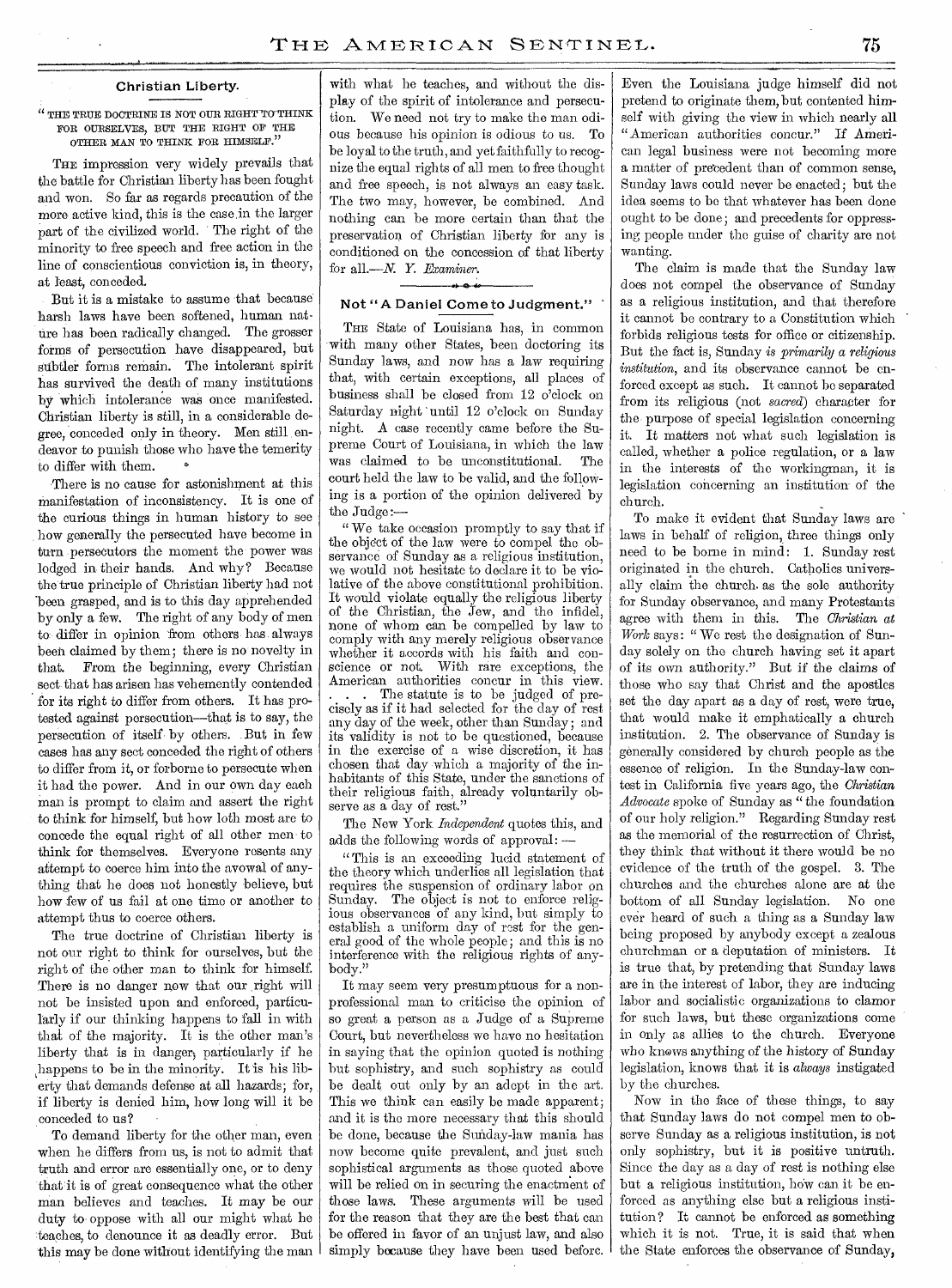### Christian Liberty.

"THE TRUE DOCTRINE IS NOT OUR RIGHT TO THINK FOR OURSELVES, BUT THE RIGHT OF THE OTHER MAN TO THINK FOR HIMSELF."

THE impression very widely prevails that the battle for Christian liberty has been fought and won. So far as regards precaution of the more active kind, this is the case in the larger part of the civilized world. The right of the minority to free speech and free action in the line of conscientious conviction is, in theory, at least, conceded.

But it is a mistake to assume that because harsh laws have been softened, human nature has been radically changed. The grosser forms of persecution have disappeared, but subtler forms remain. The intolerant spirit has survived the death of many institutions by which intolerance was once manifested. Christian liberty is still, in a considerable degree, conceded only in theory. Men still endeavor to punish those who have the temerity to differ with them.

There is no cause for astonishment at this manifestation of inconsistency. It is one of the curious things in human history to see how generally the persecuted have become in turn persecutors the moment the power was lodged in their hands. And why? Because the true principle of Christian liberty had not been grasped, and is to this day apprehended by only a few. The right of any body of men to differ in opinion from others has always been claimed by them; there is no novelty in that. From the beginning, every Christian sect that has arisen has vehemently contended for its right to differ from others. It has protested against persecution—that is to say, the persecution of itself by others. But in few cases has any sect conceded the right of others to differ from it, or forborne to persecute when it had the power. And in our own day each man is prompt to claim and assert the right to think for himself, but how loth most are to concede the equal right of all other men to think for themselves. Everyone resents any attempt to coerce him into the avowal of anything that he does not honestly believe, but how few of us fail at one time or another to attempt thus to coerce others.

The true doctrine of Christian liberty is not our right to think for ourselves, but the right of the other man to think for himself. There is no danger now that our right will not be insisted upon and enforced, particularly if our thinking happens to fall in with that of the majority. It is the other man's liberty that is in danger, particularly if he happens to be in the minority. It is his liberty that demands defense at all hazards; for, if liberty is denied him, how long will it be conceded to us?

To demand liberty for the other man, even when he differs from us, is not to admit that truth and error are essentially one, or to deny that it is of great consequence what the other man believes and teaches. It may be our duty to oppose with all our might what he teaches, to denounce it as deadly error. But this may be done without identifying the man with what he teaches, and without the display of the spirit of intolerance and persecution. We need not try to make the man odious because his opinion is odious to us. To be loyal to the truth, and yet faithfully to recognize the equal rights of all men to free thought and free speech, is not always an easy task. The two may, however, be combined. And nothing can be more certain than that the preservation of Christian liberty for any is conditioned on the concession of that liberty for all.—*N. Y. Examiner.*

### Not "A Daniel Come to Judgment."

THE State of Louisiana has, in common with many other States, been doctoring its Sunday laws, and now has a law requiring that, with certain exceptions, all places of business shall be closed from 12 o'clock on Saturday night until 12 o'clock on Sunday night. A case recently came before the Supreme Court of Louisiana, in which the law was claimed to be unconstitutional. The court held the law to be valid, and the following is a portion of the opinion delivered by the Judge:—

"We take occasion promptly to say that if the object of the law were to compel the observance of Sunday as a religious institution, we would not hesitate to declare it to be violative of the above constitutional prohibition. It would violate equally the religious liberty of the Christian, the Jew, and the infidel, none of whom can be compelled by law to comply with any merely religious observance whether it accords with his faith and conscience or not. With rare exceptions, the American authorities concur in this view. . . . The statute is to be judged of precisely as if it had selected for the day of rest any day of the week, other than Sunday; and its validity is not to be questioned, because in the exercise of a wise discretion, it has chosen that day which a majority of the inhabitants of this State, under the sanctions of their religious faith, already voluntarily observe as a day of rest."

The New York *Independent* quotes this, and adds the following words of approval:—

"This is an exceeding lucid statement of the theory which underlies all legislation that requires the suspension of ordinary labor on Sunday. The object is not to enforce religious observances of any kind, but simply to establish a uniform day of rest for the general good of the whole people; and this is no interference with the religious rights of anybody."

It may seem very presumptuous for a nonprofessional man to criticise the opinion of so great a person as a Judge of a Supreme Court, but nevertheless we have no hesitation in saying that the opinion quoted is nothing but sophistry, and such sophistry as could be dealt out only by an adept in the art. This we think can easily be made apparent; and it is the more necessary that this should be done, because the Sunday-law mania has now become quite prevalent, and just such sophistical arguments as those quoted above will be relied on in securing the enactment of those laws. These arguments will be used for the reason that they are the best that can be offered in favor of an unjust law, and also simply because they have been used before. Even the Louisiana judge himself did not pretend to originate them, but contented himself with giving the view in which nearly all "American authorities concur." If American legal business were not becoming more a matter of precedent than of common sense, Sunday laws could never be enacted; but the idea seems to be that whatever has been done ought to be done; and precedents for oppressing people under the guise of charity are not wanting.

The claim is made that the Sunday law does not compel the observance of Sunday as a religious institution, and that therefore it cannot be contrary to a Constitution which forbids religious tests for office or citizenship. But the fact is, Sunday *is primarily a religious institution*, and its observance cannot be enforced except as such. It cannot be separated from its religious (not *sacred*) character for the purpose of special legislation concerning it. It matters not what such legislation is called, whether a police regulation, or a law in the interests of the workingman, it is legislation concerning an institution of the church.

To make it evident that Sunday laws are laws in behalf of religion, three things only need to be borne in mind: 1. Sunday rest originated in the church. Catholics universally claim the church as the sole authority for Sunday observance, and many Protestants agree with them in this. The *Christian at Work* says: "We rest the designation of Sunday solely on the church having set it apart of its own authority." But if the claims of those who say that Christ and the apostles set the day apart as a day of rest, were true, that would make it emphatically a church institution. 2. The observance of Sunday is generally considered by church people as the essence of religion. In the Sunday-law contest in California five years ago, the *Christian Advocate* spoke of Sunday as "the foundation of our holy religion." Regarding Sunday rest as the memorial of the resurrection of Christ, they think that without it there would be no evidence of the truth of the gospel. 3. The churches and the churches alone are at the bottom of all Sunday legislation. No one ever heard of such a thing as a Sunday law being proposed by anybody except a zealous churchman or a deputation of ministers. It is true that, by pretending that Sunday laws are in the interest of labor, they are inducing labor and socialistic organizations to clamor for such laws, but these organizations come in only as allies to the church. Everyone who knows anything of the history of Sunday legislation, knows that it is *always* instigated by the churches.

Now in the face of these things, to say that Sunday laws do not compel men to observe Sunday as a religious institution, is not only sophistry, but it is positive untruth. Since the day as a day of rest is nothing else but a religious institution, how can it be enforced as anything else but a religious institution? It cannot be enforced as something which it is not. True, it is said that when the State enforces the observance of Sunday,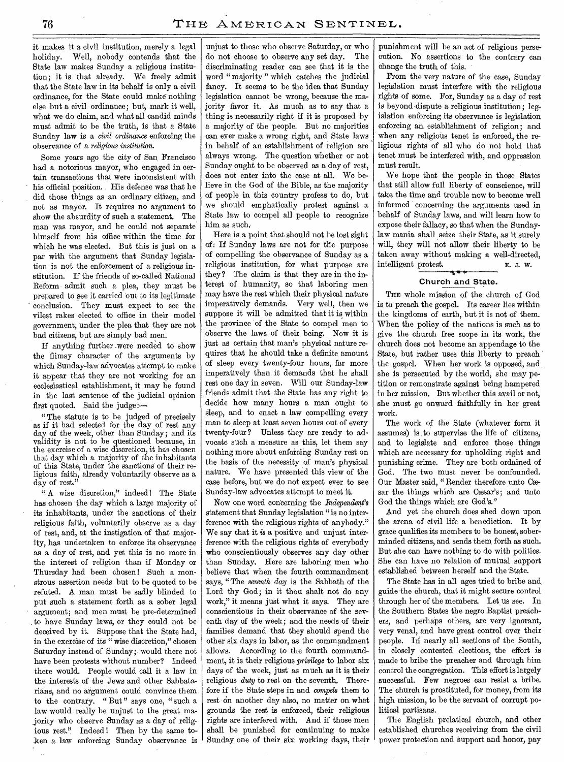it makes it a civil institution, merely a legal holiday. Well, nobody contends that the State law makes Sunday a religious institution; it is that already. We freely admit that the State law in its behalf is only a civil ordinance, for the State could make nothing else but a civil ordinance; but, mark it well, what we do claim, and what all candid minds must admit to be the truth, is that a State Sunday law is a *civil ordinance* enforcing the observance of a *religious institution.*

Some years ago the city of San Francisco had a notorious mayor, who engaged in certain transactions that were inconsistent with his official position. His defense was that he did those things as an ordinary citizen, and not as mayor. It requires no argument to show the absurdity of such a statement. The man was mayor, and he could not separate himself from his office within the time for which he was elected. But this is just on a par with the argument that Sunday legislation is not the enforcement of a religious institution. If the friends of so-called National Reform admit such a plea, they must be prepared to see it carried out to its legitimate conclusion. They must expect to see the vilest rakes elected to office in their model government, under the plea that they are not bad citizens, but are simply bad men.

If anything further were needed to show the flimsy character of the arguments by which Sunday-law advocates attempt to make it appear that they are not working for an ecclesiastical establishment, it may be found in the last sentence of the judicial opinion first quoted. Said the judge:—

"The statute is to be judged of precisely as if it had selected for the day of rest any day of the week, other than Sunday; and its validity is not to be questioned because, in the exercise of a wise discretion, it has chosen that day which a majority of the inhabitants of this State, under the sanctions of their religious faith, already voluntarily observe as a day of rest."

"A wise discretion," indeed! The State has chosen the day which a large majority of its inhabitants, under the sanctions of their religious faith, voluntarily observe as a day of rest, and, at the instigation of that majority, has undertaken to enforce its observance as a day of rest, and yet this is no more in the interest of religion than if Monday or Thursday had been chosen! Such a monstrous assertion needs but to be quoted to be refuted. A man must be sadly blinded to put such a statement forth as a sober legal argument; and men must be pre-determined to have Sunday laws, or they could not be deceived by it. Suppose that the State had, in the exercise of its "wise discretion," chosen Saturday instead of Sunday; would there not have been protests without number? Indeed there would. People would call it a law in the interests of the Jews and other Sabbatarians, and no argument could convince them to the contrary. "But" says one, "such a law would really be unjust to the great majority who observe Sunday as a day of religious rest." Indeed! Then by the same token a law enforcing Sunday observance is unjust to those who observe Saturday, or who do not choose to observe any set day. The discriminating reader can see that it is the word "majority" which catches the judicial fancy. It seems to be the idea that Sunday legislation cannot be wrong, because the majority favor it. As much as to say that a thing is necessarily right if it is proposed by a majority of the people. But no majorities can ever make a wrong right, and State laws in behalf of an establishment of religion are always wrong. The question whether or not Sunday ought to be observed as a day of rest, does not enter into the case at all. We believe in the God of the Bible, as the majority of people in this country profess to do, but we should emphatically protest against a State law to compel all people to recognize him as such.

Here is a point that should not be lost sight of: If Sunday laws are not for the purpose of compelling the observance of Sunday as a religious institution, for what purpose are they? The claim is that they are in the interest of humanity, so that laboring men may have the rest which their physical nature imperatively demands. Very well, then we suppose it will be admitted that it is within the province of the State to compel men to observe the laws of their being. Now it is just as certain that man's physical nature requires that he should take a definite amount of sleep every twenty-four hours, far more imperatively than it demands that he shall rest one day in seven. Will our Sunday-law friends admit that the State has any right to decide how many hours a man ought to sleep, and to enact a law compelling every man to sleep at least seven hours out of every twenty-four? Unless they are ready to advocate such a measure as this, let them say nothing more about enforcing Sunday rest on the basis of the necessity of man's physical nature. We have presented this view of the case before, but we do not expect ever to see Sunday-law advocates attempt to meet it.

Now one word concerning the *Independent's* statement that Sunday legislation "is no interference with the religious rights of anybody." We say that it *is* a positive and unjust interference with the religious rights of everybody who conscientiously observes any day other than Sunday. Here are laboring men who believe that when the fourth commandment says, "The *seventh day* is the Sabbath of the Lord thy God; in it thou shalt not do any work," it means just what it says. They are conscientious in their observance of the seventh day of the week; and the needs of their families demand that they should spend the other six days in labor, as the commandment allows. According to the fourth commandment, it is their religious *privilege* to labor six days of the week, just as much as it is their religious *duty* to rest on the seventh. Therefore if the State steps in and *compels* them to rest on another day also, no matter on what grounds the rest is enforced, their religious rights are interfered with. And if those men shall be punished for continuing to make Sunday one of their six working days, their punishment will be an act of religious persecution. No assertions to the contrary can change the truth of this.

From the very nature of the case, Sunday legislation must interfere with the religious rights of some. For, Sunday as a day of rest is beyond dispute a religious institution; legislation enforcing its observance is legislation enforcing an establishment of religion; and when any religious tenet is enforced, the religious rights of all who do not hold that tenet must be interfered with, and oppression must result.

We hope that the people in those States that still allow full liberty of conscience, will take the time and trouble now to become well informed concerning the arguments used in behalf of Sunday laws, and will learn how to expose their fallacy, so that when the Sunday-law mania shall seize their State, as it surely will, they will not allow their liberty to be taken away without making a well-directed, intelligent protest. E. J. W.

## Church and State.

The whole mission of the church of God is to preach the gospel. Its career lies within the kingdoms of earth, but it is not of them. When the policy of the nations is such as to give the church free scope in its work, the church does not become an appendage to the State, but rather uses this liberty to preach the gospel. When her work is opposed, and she is persecuted by the world, she may petition or remonstrate against being hampered in her mission. But whether this avail or not, she must go onward faithfully in her great work.

The work of the State (whatever form it assumes) is to supervise the life of citizens, and to legislate and enforce those things which are necessary for upholding right and punishing crime. They are both ordained of God. The two must never be confounded. Our Master said, "Render therefore unto Cæsar the things which are Cæsar's; and unto God the things which are God's."

And yet the church does shed down upon the arena of civil life a benediction. It by grace qualifies its members to be honest, sober-minded citizens, and sends them forth as such. But she can have nothing to do with politics. She can have no relation of mutual support established between herself and the State.

The State has in all ages tried to bribe and guide the church, that it might secure control through her of the members. Let us see. In the Southern States the negro Baptist preachers, and perhaps others, are very ignorant, very venal, and have great control over their people. In nearly all sections of the South, in closely contested elections, the effort is made to bribe the preacher and through him control the congregation. This effort is largely successful. Few negroes can resist a bribe. The church is prostituted, for money, from its high mission, to be the servant of corrupt political partisans.

The English prelatical church, and other established churches receiving from the civil power protection and support and honor, pay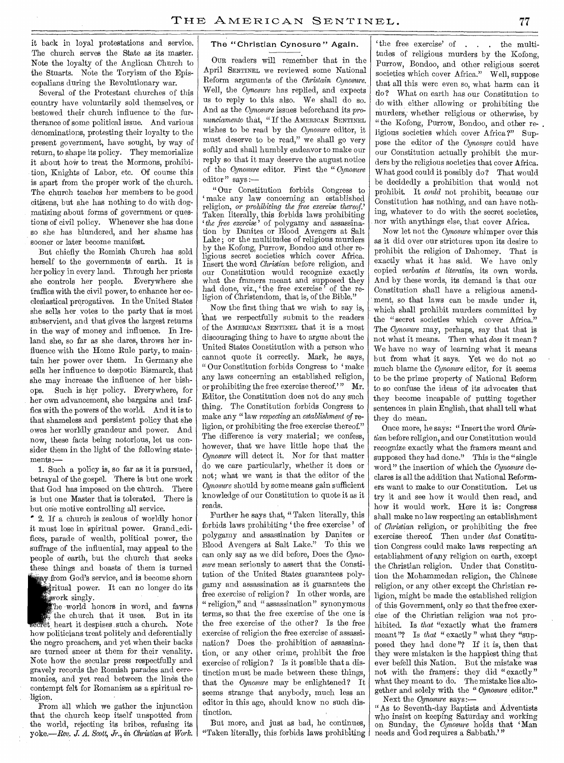it back in loyal protestations and service. The church serves the State as its master. Note the loyalty of the Anglican Church to the Stuarts. Note the Toryism of the Episcopalians during the Revolutionary war.

Several of the Protestant churches of this country have voluntarily sold themselves, or bestowed their church influence to the furtherance of some political issue. And various denominations, protesting their loyalty to the present government, have sought, by way of return, to shape its policy. They memorialize it about how to treat the Mormons, prohibition, Knights of Labor, etc. Of course this is apart from the proper work of the church. The church teaches her members to be good citizens, but she has nothing to do with dogmatizing about forms of government or questions of civil policy. Whenever she has done so she has blundered, and her shame has sooner or later become manifest.

But chiefly the Romish Church has sold herself to the governments of earth. It is her policy in every land. Through her priests she controls her people. Everywhere she traffics with the civil power, to enhance her ecclesiastical prerogatives. In the United States she sells her votes to the party that is most subservient, and that gives the largest returns in the way of money and influence. In Ireland she, so far as she dares, throws her influence with the Home Rule party, to maintain her power over them. In Germany she sells her influence to despotic Bismarck, that she may increase the influence of her bishops. Such is her policy. Everywhere, for her own advancement, she bargains and traffics with the powers of the world. And it is to that shameless and persistent policy that she owes her worldly grandeur and power. And now, these facts being notorious, let us consider them in the light of the following statements:—

1. Such a policy is, so far as it is pursued, betrayal of the gospel. There is but one work that God has imposed on the church. There is but one Master that is tolerated. There is but one motive controlling all service.

2. If a church is zealous of worldly honor it must lose in spiritual power. Grand edifices, parade of wealth, political power, the suffrage of the influential, may appeal to the people of earth, but the church that seeks these things and boasts of them is turned away from God's service, and is become shorn of spiritual power. It can no longer do its work singly.

The world honors in word, and fawns upon the church that it uses. But in its secret heart it despises such a church. Note how politicians treat politely and deferentially the negro preachers, and yet when their backs are turned sneer at them for their venality. Note how the secular press respectfully and gravely records the Romish parades and ceremonies, and yet read between the lines the contempt felt for Romanism as a spiritual religion.

From all which we gather the injunction that the church keep itself unspotted from the world, rejecting its bribes, refusing its yoke.—*Rev. J. A. Scott, Jr., in Christian at Work.*

## The "Christian Cynosure" Again.

Our readers will remember that in the April Sentinel we reviewed some National Reform arguments of the *Christain Cynosure.* Well, the *Cynosure* has replied, and expects us to reply to this also. We shall do so. And as the *Cynosure* issues beforehand its *pronunciamento* that, "If the American Sentinel wishes to be read by the *Cynosure* editor, it must deserve to be read," we shall go very softly and shall humbly endeavor to make our reply so that it may deserve the august notice of the *Cynosure* editor. First the "*Cynosure* editor" says:—

"Our Constitution forbids Congress to 'make any law concerning an established religion, *or prohibiting the free exercise thereof.*' Taken literally, this forbids laws prohibiting '*the free exercise*' of polygamy and assassination by Danites or Blood Avengers at Salt Lake; or the multitudes of religious murders by the Kofong, Purrow, Bondoo and other religious secret societies which cover Africa. Insert the word *Christian* before religion, and our Constitution would recognize exactly what the framers meant and supposed they had done, viz., 'the free exercise' of the religion of Christendom, that is, of the Bible."

Now the first thing that we wish to say is, that we respectfully submit to the readers of the American Sentinel that it is a most discouraging thing to have to argue about the United States Constitution with a person who cannot quote it correctly. Mark, he says, "Our Constitution forbids Congress to 'make any laws concerning an established religion, or prohibiting the free exercise thereof.'" Mr. Editor, the Constitution does not do any such thing. The Constitution forbids Congress to make any "law *respecting* an *establishment of* religion, or prohibiting the free exercise thereof." The difference is very material; we confess, however, that we have little hope that the *Cynosure* will detect it. Nor for that matter do we care particularly, whether it does or not; what we want is that the editor of the *Cynosure* should by some means gain sufficient knowledge of our Constitution to quote it as it reads.

Further he says that, "Taken literally, this forbids laws prohibiting 'the free exercise' of polygamy and assassination by Danites or Blood Avengers at Salt Lake." To this we can only say as we did before, Does the *Cynosure* mean seriously to assert that the Constitution of the United States guarantees polygamy and assassination as it guarantees the free exercise of religion? In other words, are "religion," and "assassination" synonymous terms, so that the free exercise of the one is the free exercise of the other? Is the free exercise of religion the free exercise of assassination? Does the prohibition of assassination, or any other crime, prohibit the free exercise of religion? Is it possible that a distinction must be made between these things, that the *Cynosure* may be enlightened? It seems strange that anybody, much less an editor in this age, should know no such distinction.

But more, and just as bad, he continues, "Taken literally, this forbids laws prohibiting 'the free exercise' of . . . the multitudes of religious murders by the Kofong, Purrow, Bondoo, and other religious secret societies which cover Africa." Well, suppose that all this were even so, what harm can it do? What on earth has our Constitution to do with either allowing or prohibiting the murders, whether religious or otherwise, by "the Kofong, Purrow, Bondoo, and other religious societies which cover Africa?" Suppose the editor of the *Cynosure* could have our Constitution actually prohibit the murders by the religious societies that cover Africa. What good could it possibly do? That would be decidedly a prohibition that would not prohibit. It *could* not prohibit, because our Constitution has nothing, and can have nothing, whatever to do with the secret societies, nor with anythings else, that cover Africa.

Now let not the *Cynosure* whimper over this as it did over our strictures upon its desire to prohibit the religion of Dahomey. That is exactly what it has said. We have only copied *verbatim et literatim,* its own words. And by these words, its demand is that our Constitution shall have a religious amendment, so that laws can be made under it, which shall prohibit murders committed by the "secret societies which cover Africa." The *Cynosure* may, perhaps, say that that is not what it means. Then what *does* it mean? We have no way of learning what it means but from what it says. Yet we do not so much blame the *Cynosure* editor, for it seems to be the prime property of National Reform to so confuse the ideas of its advocates that they become incapable of putting together sentences in plain English, that shall tell what they do mean.

Once more, he says: "Insert the word *Christian* before religion, and our Constitution would recognize exactly what the framers meant and supposed they had done." This is the "single word" the insertion of which the *Cynosure* declares is all the addition that National Reformers want to make to our Constitution. Let us try it and see how it would then read, and how it would work. Here it is: Congress shall make no law respecting an establishment of *Christian* religion, or prohibiting the free exercise thereof. Then under *that* Constitution Congress could make laws respecting an establishment of any religion on earth, except the Christian religion. Under that Constitution the Mohammedan religion, the Chinese religion, or any other except the Christian religion, might be made the established religion of this Government, only so that the free exercise of the Christian religion was not prohibited. Is *that* "exactly what the framers meant"? Is *that* "exactly" what they "supposed they had done"? If it is, then that they were mistaken is the happiest thing that ever befell this Nation. But the mistake was not with the framers: they did "exactly" what they meant to do. The mistake lies altogether and solely with the "*Cynosure* editor."

Next the *Cynosure* says:—

"As to Seventh-day Baptists and Adventists who insist on keeping Saturday and working on Sunday, the *Cynosure* holds that 'Man needs and God requires a Sabbath.'"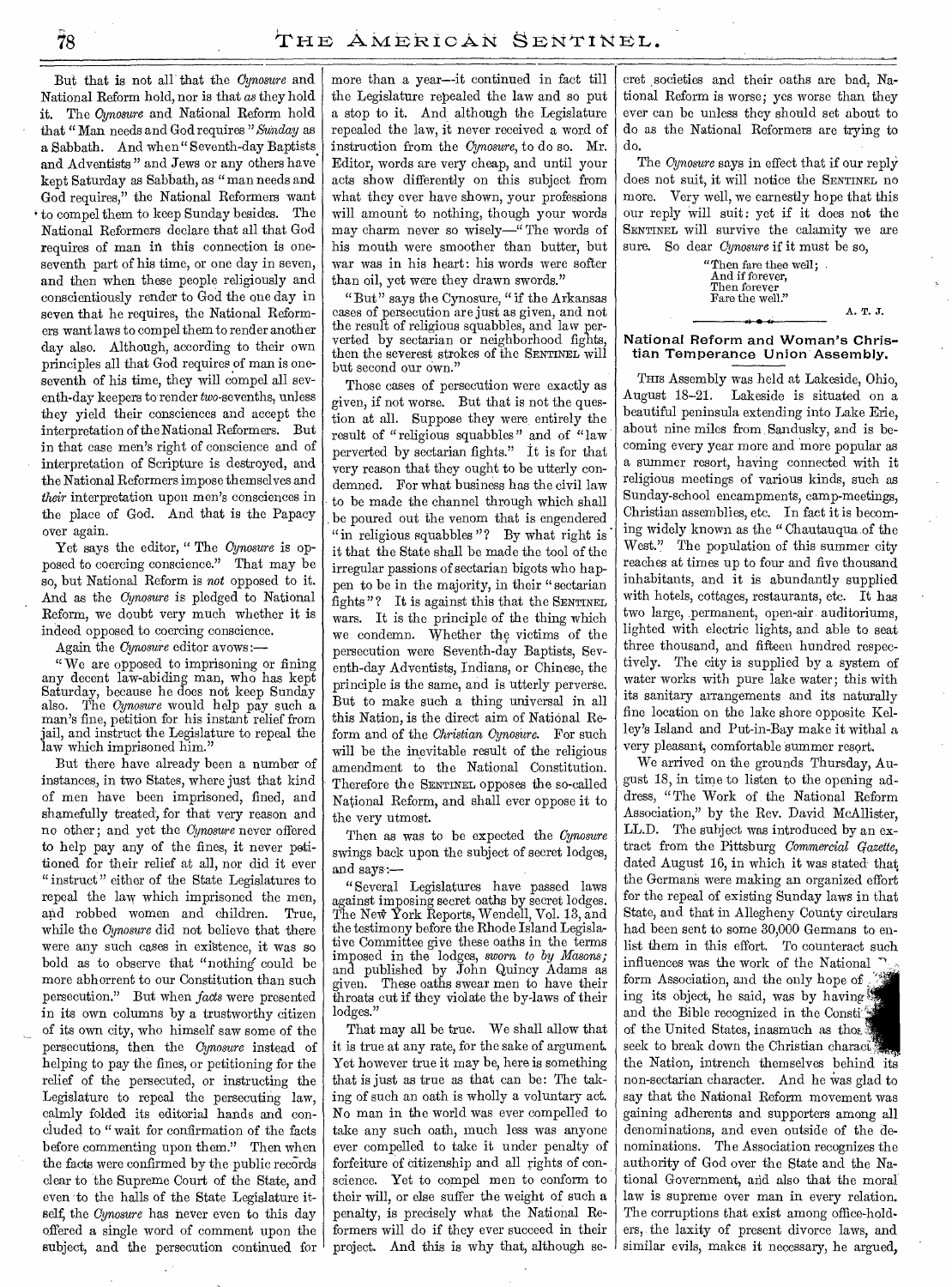But that is not all that the *Cynosure* and National Reform hold, nor is that *as* they hold it. The *Cynosure* and National Reform hold that "Man needs and God requires" *Sunday* as a Sabbath. And when "Seventh-day Baptists and Adventists" and Jews or any others have kept Saturday as Sabbath, as "man needs and God requires," the National Reformers want to compel them to keep Sunday besides. The National Reformers declare that all that God requires of man in this connection is one-seventh part of his time, or one day in seven, and then when these people religiously and conscientiously render to God the one day in seven that he requires, the National Reformers want laws to compel them to render another day also. Although, according to their own principles all that God requires of man is one-seventh of his time, they will compel all seventh-day keepers to render *two*-sevenths, unless they yield their consciences and accept the interpretation of the National Reformers. But in that case men's right of conscience and of interpretation of Scripture is destroyed, and the National Reformers impose themselves and *their* interpretation upon men's consciences in the place of God. And that is the Papacy over again.

Yet says the editor, "The *Cynosure* is opposed to coercing conscience." That may be so, but National Reform is *not* opposed to it. And as the *Cynosure* is pledged to National Reform, we doubt very much whether it is indeed opposed to coercing conscience.

Again the *Cynosure* editor avows:—

"We are opposed to imprisoning or fining any decent law-abiding man, who has kept Saturday, because he does not keep Sunday also. The *Cynosure* would help pay such a man's fine, petition for his instant relief from jail, and instruct the Legislature to repeal the law which imprisoned him."

But there have already been a number of instances, in two States, where just that kind of men have been imprisoned, fined, and shamefully treated, for that very reason and no other; and yet the *Cynosure* never offered to help pay any of the fines, it never petitioned for their relief at all, nor did it ever "instruct" either of the State Legislatures to repeal the law which imprisoned the men, and robbed women and children. True, while the *Cynosure* did not believe that there were any such cases in existence, it was so bold as to observe that "nothing could be more abhorrent to our Constitution than such persecution." But when *facts* were presented in its own columns by a trustworthy citizen of its own city, who himself saw some of the persecutions, then the *Cynosure* instead of helping to pay the fines, or petitioning for the relief of the persecuted, or instructing the Legislature to repeal the persecuting law, calmly folded its editorial hands and concluded to "wait for confirmation of the facts before commenting upon them." Then when the facts were confirmed by the public records clear to the Supreme Court of the State, and even to the halls of the State Legislature itself, the *Cynosure* has never even to this day offered a single word of comment upon the subject, and the persecution continued for more than a year—it continued in fact till the Legislature repealed the law and so put a stop to it. And although the Legislature repealed the law, it never received a word of instruction from the *Cynosure*, to do so. Mr. Editor, words are very cheap, and until your acts show differently on this subject from what they ever have shown, your professions will amount to nothing, though your words may charm never so wisely—"The words of his mouth were smoother than butter, but war was in his heart: his words were softer than oil, yet were they drawn swords."

"But" says the Cynosure, "if the Arkansas cases of persecution are just as given, and not the result of religious squabbles, and law perverted by sectarian or neighborhood fights, then the severest strokes of the SENTINEL will but second our own."

Those cases of persecution were exactly as given, if not worse. But that is not the question at all. Suppose they were entirely the result of "religious squabbles" and of "law perverted by sectarian fights." It is for that very reason that they ought to be utterly condemned. For what business has the civil law to be made the channel through which shall be poured out the venom that is engendered "in religious squabbles"? By what right is it that the State shall be made the tool of the irregular passions of sectarian bigots who happen to be in the majority, in their "sectarian fights"? It is against this that the SENTINEL wars. It is the principle of the thing which we condemn. Whether the victims of the persecution were Seventh-day Baptists, Seventh-day Adventists, Indians, or Chinese, the principle is the same, and is utterly perverse. But to make such a thing universal in all this Nation, is the direct aim of National Reform and of the *Christian Cynosure*. For such will be the inevitable result of the religious amendment to the National Constitution. Therefore the SENTINEL opposes the so-called National Reform, and shall ever oppose it to the very utmost.

Then as was to be expected the *Cynosure* swings back upon the subject of secret lodges, and says:—

"Several Legislatures have passed laws against imposing secret oaths by secret lodges. The New York Reports, Wendell, Vol. 13, and the testimony before the Rhode Island Legislative Committee give these oaths in the terms imposed in the lodges, *sworn to by Masons;* and published by John Quincy Adams as given. These oaths swear men to have their throats cut if they violate the by-laws of their lodges."

That may all be true. We shall allow that it is true at any rate, for the sake of argument. Yet however true it may be, here is something that is just as true as that can be: The taking of such an oath is wholly a voluntary act. No man in the world was ever compelled to take any such oath, much less was anyone ever compelled to take it under penalty of forfeiture of citizenship and all rights of conscience. Yet to compel men to conform to their will, or else suffer the weight of such a penalty, is precisely what the National Reformers will do if they ever succeed in their project. And this is why that, although secret societies and their oaths are bad, National Reform is worse; yes worse than they ever can be unless they should set about to do as the National Reformers are trying to do.

The *Cynosure* says in effect that if our reply does not suit, it will notice the SENTINEL no more. Very well, we earnestly hope that this our reply will suit: yet if it does not the SENTINEL will survive the calamity we are sure. So dear *Cynosure* if it must be so,

> "Then fare thee well;
> And if forever,
> Then forever
> Fare the well."

A. T. J.

## National Reform and Woman's Christian Temperance Union Assembly.

THIS Assembly was held at Lakeside, Ohio, August 18–21. Lakeside is situated on a beautiful peninsula extending into Lake Erie, about nine miles from Sandusky, and is becoming every year more and more popular as a summer resort, having connected with it religious meetings of various kinds, such as Sunday-school encampments, camp-meetings, Christian assemblies, etc. In fact it is becoming widely known as the "Chautauqua of the West." The population of this summer city reaches at times up to four and five thousand inhabitants, and it is abundantly supplied with hotels, cottages, restaurants, etc. It has two large, permanent, open-air auditoriums, lighted with electric lights, and able to seat three thousand, and fifteen hundred respectively. The city is supplied by a system of water works with pure lake water; this with its sanitary arrangements and its naturally fine location on the lake shore opposite Kelley's Island and Put-in-Bay make it withal a very pleasant, comfortable summer resort.

We arrived on the grounds Thursday, August 18, in time to listen to the opening address, "The Work of the National Reform Association," by the Rev. David McAllister, LL.D. The subject was introduced by an extract from the Pittsburg *Commercial Gazette*, dated August 16, in which it was stated that the Germans were making an organized effort for the repeal of existing Sunday laws in that State, and that in Allegheny County circulars had been sent to some 30,000 Germans to enlist them in this effort. To counteract such influences was the work of the National Reform Association, and the only hope of gaining its object, he said, was by having God and the Bible recognized in the Constitution of the United States, inasmuch as those who seek to break down the Christian character of the Nation, intrench themselves behind its non-sectarian character. And he was glad to say that the National Reform movement was gaining adherents and supporters among all denominations, and even outside of the denominations. The Association recognizes the authority of God over the State and the National Government, and also that the moral law is supreme over man in every relation. The corruptions that exist among office-holders, the laxity of present divorce laws, and similar evils, makes it necessary, he argued,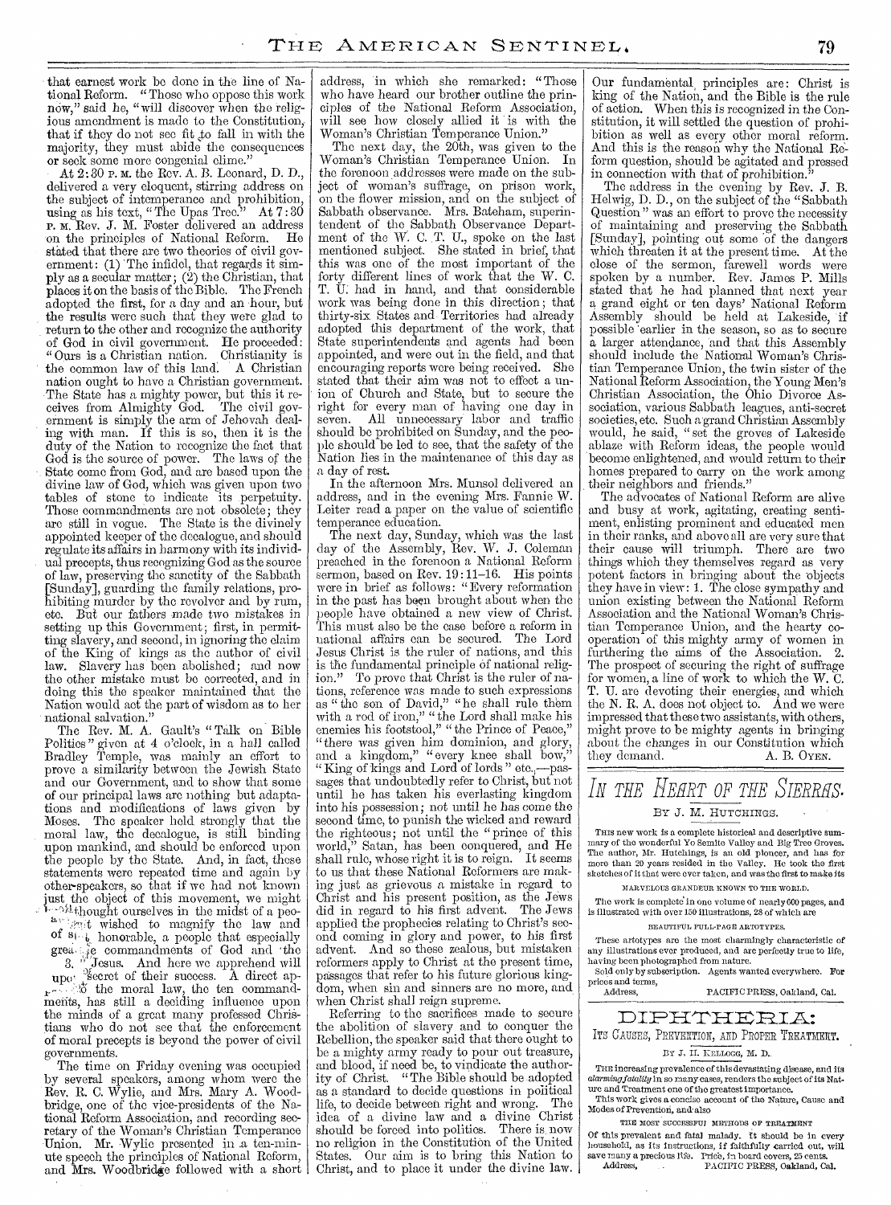that earnest work be done in the line of National Reform. "Those who oppose this work now," said he, "will discover when the religious amendment is made to the Constitution, that if they do not see fit to fall in with the majority, they must abide the consequences or seek some more congenial clime."

At 2:30 P. M. the Rev. A. B. Leonard, D. D., delivered a very eloquent, stirring address on the subject of intemperance and prohibition, using as his text, "The Upas Tree." At 7:30 P. M. Rev. J. M. Foster delivered an address on the principles of National Reform. He stated that there are two theories of civil government: (1) The infidel, that regards it simply as a secular matter; (2) the Christian, that places it on the basis of the Bible. The French adopted the first, for a day and an hour, but the results were such that they were glad to return to the other and recognize the authority of God in civil government. He proceeded: "Ours is a Christian nation. Christianity is the common law of this land. A Christian nation ought to have a Christian government. The State has a mighty power, but this it receives from Almighty God. The civil government is simply the arm of Jehovah dealing with man. If this is so, then it is the duty of the Nation to recognize the fact that God is the source of power. The laws of the State come from God, and are based upon the divine law of God, which was given upon two tables of stone to indicate its perpetuity. Those commandments are not obsolete; they are still in vogue. The State is the divinely appointed keeper of the decalogue, and should regulate its affairs in harmony with its individual precepts, thus recognizing God as the source of law, preserving the sanctity of the Sabbath [Sunday], guarding the family relations, prohibiting murder by the revolver and by rum, etc. But our fathers made two mistakes in setting up this Government; first, in permitting slavery, and second, in ignoring the claim of the King of kings as the author of civil law. Slavery has been abolished; and now the other mistake must be corrected, and in doing this the speaker maintained that the Nation would act the part of wisdom as to her national salvation."

The Rev. M. A. Gault's "Talk on Bible Politics" given at 4 o'clock, in a hall called Bradley Temple, was mainly an effort to prove a similarity between the Jewish State and our Government, and to show that some of our principal laws are nothing but adaptations and modifications of laws given by Moses. The speaker held strongly that the moral law, the decalogue, is still binding upon mankind, and should be enforced upon the people by the State. And, in fact, these statements were repeated time and again by other speakers, so that if we had not known just the object of this movement, we might ... thought ourselves in the midst of a people ... wished to magnify the law and ... honorable, a people that especially ... the commandments of God and the ... Jesus. And here we apprehend will ... secret of their success. A direct ap... to the moral law, the ten commandments, has still a deciding influence upon the minds of a great many professed Christians who do not see that the enforcement of moral precepts is beyond the power of civil governments.

The time on Friday evening was occupied by several speakers, among whom were the Rev. R. C. Wylie, and Mrs. Mary A. Woodbridge, one of the vice-presidents of the National Reform Association, and recording secretary of the Woman's Christian Temperance Union. Mr. Wylie presented in a ten-minute speech the principles of National Reform, and Mrs. Woodbridge followed with a short address, in which she remarked: "Those who have heard our brother outline the principles of the National Reform Association, will see how closely allied it is with the Woman's Christian Temperance Union."

The next day, the 20th, was given to the Woman's Christian Temperance Union. In the forenoon addresses were made on the subject of woman's suffrage, on prison work, on the flower mission, and on the subject of Sabbath observance. Mrs. Bateham, superintendent of the Sabbath Observance Department of the W. C. T. U., spoke on the last mentioned subject. She stated in brief, that this was one of the most important of the forty different lines of work that the W. C. T. U. had in hand, and that considerable work was being done in this direction; that thirty-six States and Territories had already adopted this department of the work, that State superintendents and agents had been appointed, and were out in the field, and that encouraging reports were being received. She stated that their aim was not to effect a union of Church and State, but to secure the right for every man of having one day in seven. All unnecessary labor and traffic should be prohibited on Sunday, and the people should be led to see, that the safety of the Nation lies in the maintenance of this day as a day of rest.

In the afternoon Mrs. Munsol delivered an address, and in the evening Mrs. Fannie W. Leiter read a paper on the value of scientific temperance education.

The next day, Sunday, which was the last day of the Assembly, Rev. W. J. Coleman preached in the forenoon a National Reform sermon, based on Rev. 19:11-16. His points were in brief as follows: "Every reformation in the past has been brought about when the people have obtained a new view of Christ. This must also be the case before a reform in national affairs can be secured. The Lord Jesus Christ is the ruler of nations, and this is the fundamental principle of national religion." To prove that Christ is the ruler of nations, reference was made to such expressions as "the son of David," "he shall rule them with a rod of iron," "the Lord shall make his enemies his footstool," "the Prince of Peace," "there was given him dominion, and glory, and a kingdom," "every knee shall bow," "King of kings and Lord of lords" etc.,—passages that undoubtedly refer to Christ, but not until he has taken his everlasting kingdom into his possession; not until he has come the second time, to punish the wicked and reward the righteous; not until the "prince of this world," Satan, has been conquered, and He shall rule, whose right it is to reign. It seems to us that these National Reformers are making just as grievous a mistake in regard to Christ and his present position, as the Jews did in regard to his first advent. The Jews applied the prophecies relating to Christ's second coming in glory and power, to his first advent. And so these zealous, but mistaken reformers apply to Christ at the present time, passages that refer to his future glorious kingdom, when sin and sinners are no more, and when Christ shall reign supreme.

Referring to the sacrifices made to secure the abolition of slavery and to conquer the Rebellion, the speaker said that there ought to be a mighty army ready to pour out treasure, and blood, if need be, to vindicate the authority of Christ. "The Bible should be adopted as a standard to decide questions in political life, to decide between right and wrong. The idea of a divine law and a divine Christ should be forced into politics. There is now no religion in the Constitution of the United States. Our aim is to bring this Nation to Christ, and to place it under the divine law. Our fundamental principles are: Christ is king of the Nation, and the Bible is the rule of action. When this is recognized in the Constitution, it will settled the question of prohibition as well as every other moral reform. And this is the reason why the National Reform question, should be agitated and pressed in connection with that of prohibition."

The address in the evening by Rev. J. B. Helwig, D. D., on the subject of the "Sabbath Question" was an effort to prove the necessity of maintaining and preserving the Sabbath [Sunday], pointing out some of the dangers which threaten it at the present time. At the close of the sermon, farewell words were spoken by a number. Rev. James P. Mills stated that he had planned that next year a grand eight or ten days' National Reform Assembly should be held at Lakeside, if possible earlier in the season, so as to secure a larger attendance, and that this Assembly should include the National Woman's Christian Temperance Union, the twin sister of the National Reform Association, the Young Men's Christian Association, the Ohio Divorce Association, various Sabbath leagues, anti-secret societies, etc. Such a grand Christian Assembly would, he said, "set the groves of Lakeside ablaze with Reform ideas, the people would become enlightened, and would return to their homes prepared to carry on the work among their neighbors and friends."

The advocates of National Reform are alive and busy at work, agitating, creating sentiment, enlisting prominent and educated men in their ranks, and above all are very sure that their cause will triumph. There are two things which they themselves regard as very potent factors in bringing about the objects they have in view: 1. The close sympathy and union existing between the National Reform Association and the National Woman's Christian Temperance Union, and the hearty cooperation of this mighty army of women in furthering the aims of the Association. 2. The prospect of securing the right of suffrage for women, a line of work to which the W. C. T. U. are devoting their energies, and which the N. R. A. does not object to. And we were impressed that these two assistants, with others, might prove to be mighty agents in bringing about the changes in our Constitution which they demand.

A. B. OYEN.

---

## *In the Heart of the Sierras.*

BY J. M. HUTCHINGS.

THIS new work is a complete historical and descriptive summary of the wonderful Yo Semite Valley and Big Tree Groves. The author, Mr. Hutchings, is an old pioneer, and has for more than 20 years resided in the Valley. He took the first sketches of it that were ever taken, and was the first to make its

MARVELOUS GRANDEUR KNOWN TO THE WORLD.

The work is complete in one volume of nearly 600 pages, and is illustrated with over 150 illustrations, 28 of which are

BEAUTIFUL FULL-PAGE ARTOTYPES.

These artotypes are the most charmingly characteristic of any illustrations ever produced, and are perfectly true to life, having been photographed from nature.

Sold only by subscription. Agents wanted everywhere. For prices and terms,

Address, PACIFIC PRESS, Oakland, Cal.

---

## DIPHTHERIA:

### ITS CAUSES, PREVENTION, AND PROPER TREATMENT.

BY J. H. KELLOGG, M. D.

THE increasing prevalence of this devastating disease, and its *alarming fatality* in so many cases, renders the subject of its Nature and Treatment one of the greatest importance.

This work gives a concise account of the Nature, Cause and Modes of Prevention, and also

THE MOST SUCCESSFUL METHODS OF TREATMENT

Of this prevalent and fatal malady. It should be in every household, as its instructions, if faithfully carried out, will save many a precious life. Price, in board covers, 25 cents.

Address, PACIFIC PRESS, Oakland, Cal.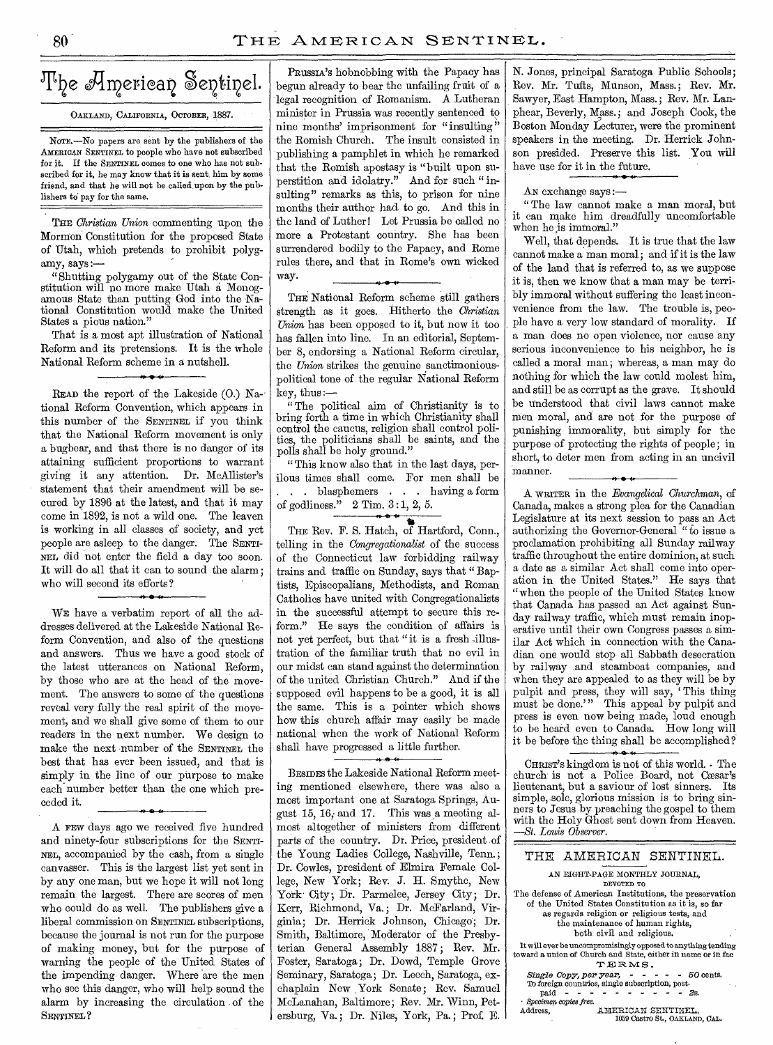# The American Sentinel.

OAKLAND, CALIFORNIA, OCTOBER, 1887.

NOTE.—No papers are sent by the publishers of the AMERICAN SENTINEL to people who have not subscribed for it. If the SENTINEL comes to one who has not subscribed for it, he may know that it is sent him by some friend, and that he will not be called upon by the publishers to pay for the same.

THE *Christian Union* commenting upon the Mormon Constitution for the proposed State of Utah, which pretends to prohibit polygamy, says:—

"Shutting polygamy out of the State Constitution will no more make Utah a Monogamous State than putting God into the National Constitution would make the United States a pious nation."

That is a most apt illustration of National Reform and its pretensions. It is the whole National Reform scheme in a nutshell.

READ the report of the Lakeside (O.) National Reform Convention, which appears in this number of the SENTINEL if you think that the National Reform movement is only a bugbear, and that there is no danger of its attaining sufficient proportions to warrant giving it any attention. Dr. McAllister's statement that their amendment will be secured by 1896 at the latest, and that it may come in 1892, is not a wild one. The leaven is working in all classes of society, and yet people are asleep to the danger. The SENTINEL did not enter the field a day too soon. It will do all that it can to sound the alarm; who will second its efforts?

WE have a verbatim report of all the addresses delivered at the Lakeside National Reform Convention, and also of the questions and answers. Thus we have a good stock of the latest utterances on National Reform, by those who are at the head of the movement. The answers to some of the questions reveal very fully the real spirit of the movement, and we shall give some of them to our readers in the next number. We design to make the next number of the SENTINEL the best that has ever been issued, and that is simply in the line of our purpose to make each number better than the one which preceded it.

A FEW days ago we received five hundred and ninety-four subscriptions for the SENTINEL, accompanied by the cash, from a single canvasser. This is the largest list yet sent in by any one man, but we hope it will not long remain the largest. There are scores of men who could do as well. The publishers give a liberal commission on SENTINEL subscriptions, because the journal is not run for the purpose of making money, but for the purpose of warning the people of the United States of the impending danger. Where are the men who see this danger, who will help sound the alarm by increasing the circulation of the SENTINEL?

PRUSSIA'S hobnobbing with the Papacy has begun already to bear the unfailing fruit of a legal recognition of Romanism. A Lutheran minister in Prussia was recently sentenced to nine months' imprisonment for "insulting" the Romish Church. The insult consisted in publishing a pamphlet in which he remarked that the Romish apostasy is "built upon superstition and idolatry." And for such "insulting" remarks as this, to prison for nine months their author had to go. And this in the land of Luther! Let Prussia be called no more a Protestant country. She has been surrendered bodily to the Papacy, and Rome rules there, and that in Rome's own wicked way.

THE National Reform scheme still gathers strength as it goes. Hitherto the *Christian Union* has been opposed to it, but now it too has fallen into line. In an editorial, September 8, endorsing a National Reform circular, the *Union* strikes the genuine sanctimonious-political tone of the regular National Reform key, thus:—

"The political aim of Christianity is to bring forth a time in which Christianity shall control the caucus, religion shall control politics, the politicians shall be saints, and the polls shall be holy ground."

"This know also that in the last days, perilous times shall come. For men shall be . . . blasphemers . . . having a form of godliness." 2 Tim. 3:1, 2, 5.

THE Rev. F. S. Hatch, of Hartford, Conn., telling in the *Congregationalist* of the success of the Connecticut law forbidding railway trains and traffic on Sunday, says that "Baptists, Episcopalians, Methodists, and Roman Catholics have united with Congregationalists in the successful attempt to secure this reform." He says the condition of affairs is not yet perfect, but that "it is a fresh illustration of the familiar truth that no evil in our midst can stand against the determination of the united Christian Church." And if the supposed evil happens to be a good, it is all the same. This is a pointer which shows how this church affair may easily be made national when the work of National Reform shall have progressed a little further.

BESIDES the Lakeside National Reform meeting mentioned elsewhere, there was also a most important one at Saratoga Springs, August 15, 16, and 17. This was a meeting almost altogether of ministers from different parts of the country. Dr. Price, president of the Young Ladies College, Nashville, Tenn.; Dr. Cowles, president of Elmira Female College, New York; Rev. J. H. Smythe, New York City; Dr. Parmelee, Jersey City; Dr. Kerr, Richmond, Va.; Dr. McFarland, Virginia; Dr. Herrick Johnson, Chicago; Dr. Smith, Baltimore, Moderator of the Presbyterian General Assembly 1887; Rev. Mr. Foster, Saratoga; Dr. Dowd, Temple Grove Seminary, Saratoga; Dr. Leech, Saratoga, ex-chaplain New York Senate; Rev. Samuel McLanahan, Baltimore; Rev. Mr. Winn, Petersburg, Va.; Dr. Niles, York, Pa.; Prof. E. N. Jones, principal Saratoga Public Schools; Rev. Mr. Tufts, Munson, Mass.; Rev. Mr. Sawyer, East Hampton, Mass.; Rev. Mr. Lanphear, Beverly, Mass.; and Joseph Cook, the Boston Monday Lecturer, were the prominent speakers in the meeting. Dr. Herrick Johnson presided. Preserve this list. You will have use for it in the future.

AN exchange says:—

"The law cannot make a man moral, but it can make him dreadfully uncomfortable when he is immoral."

Well, that depends. It is true that the law cannot make a man moral; and if it is the law of the land that is referred to, as we suppose it is, then we know that a man may be terribly immoral without suffering the least inconvenience from the law. The trouble is, people have a very low standard of morality. If a man does no open violence, nor cause any serious inconvenience to his neighbor, he is called a moral man; whereas, a man may do nothing for which the law could molest him, and still be as corrupt as the grave. It should be understood that civil laws cannot make men moral, and are not for the purpose of punishing immorality, but simply for the purpose of protecting the rights of people; in short, to deter men from acting in an uncivil manner.

A WRITER in the *Evangelical Churchman*, of Canada, makes a strong plea for the Canadian Legislature at its next session to pass an Act authorizing the Governor-General "to issue a proclamation prohibiting all Sunday railway traffic throughout the entire dominion, at such a date as a similar Act shall come into operation in the United States." He says that "when the people of the United States know that Canada has passed an Act against Sunday railway traffic, which must remain inoperative until their own Congress passes a similar Act which in connection with the Canadian one would stop all Sabbath desecration by railway and steamboat companies, and when they are appealed to as they will be by pulpit and press, they will say, 'This thing must be done.'" This appeal by pulpit and press is even now being made, loud enough to be heard even to Canada. How long will it be before the thing shall be accomplished?

CHRIST'S kingdom is not of this world. The church is not a Police Board, not Cæsar's lieutenant, but a saviour of lost sinners. Its simple, sole, glorious mission is to bring sinners to Jesus by preaching the gospel to them with the Holy Ghost sent down from Heaven. —*St. Louis Observer.*

## THE AMERICAN SENTINEL.

AN EIGHT-PAGE MONTHLY JOURNAL, DEVOTED TO

The defense of American Institutions, the preservation of the United States Constitution as it is, so far as regards religion or religious tests, and the maintenance of human rights, both civil and religious.

It will ever be uncompromisingly opposed to anything tending toward a union of Church and State, either in name or in fact

TERMS.

*Single Copy, per year,* - - - - - 50 cents.

To foreign countries, single subscription, post-paid - - - - - - - - - - - 2s.

*Specimen copies free.*

Address, AMERICAN SENTINEL, 1059 Castro St., OAKLAND, CAL.